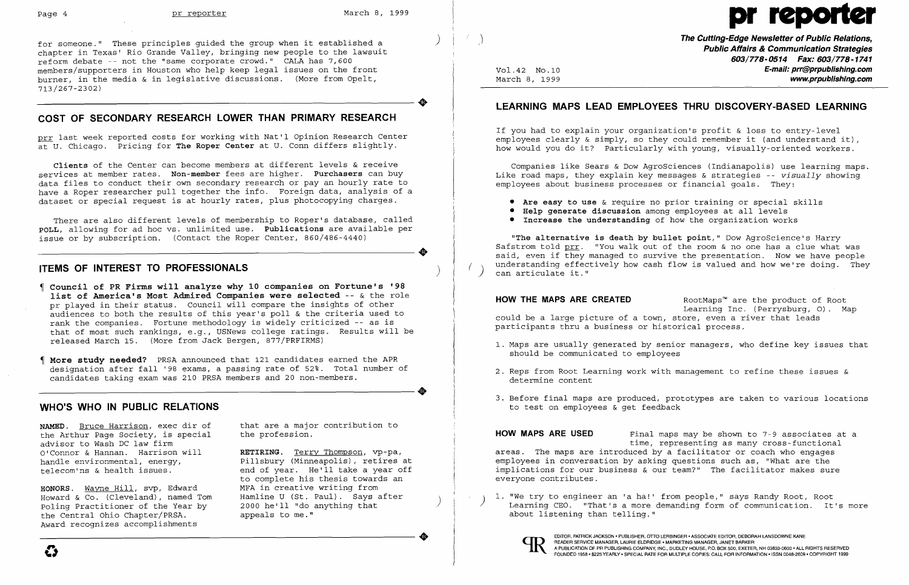for someone." These principles guided the group when it established a chapter in Texas' Rio Grande Valley, bringing new people to the lawsuit reform debate -- not the "same corporate crowd." CALA has 7,600 members/supporters in Houston who help keep legal issues on the front burner, in the media & in legislative discussions. (More from Opelt, 713/267-2302)

## COST OF SECONDARY RESEARCH LOWER THAN PRIMARY RESEARCH

prr last week reported costs for working with Nat'l Opinion Research Center at U. Chicago. Pricing for **The Roper Center** at U. Conn differs slightly.

**Clients** of the Center can become members at different levels & receive services at member rates. **Non-member** fees are higher. **Purchasers** can buy data files to conduct their own secondary research or pay an hourly rate to have a Roper researcher pull together the info. Foreign data, analysis of a dataset or special request is at hourly rates, plus photocopying charges.

There are also different levels of membership to Roper's database, called **POLL**, allowing for ad hoc vs. unlimited use. **Publications** are available per issue or by subscription. (Contact the Roper Center, 860/486-4440)

## ITEMS OF INTEREST TO PROFESSIONALS

¶ **Council of PR Firms will analyze why 10 companies on Fortune's '98 list of America's Most Admired Companies were selected** -- & the role pr played in their status. Council will compare the insights of other audiences to both the results of this year's poll & the criteria used to rank the companies. Fortune methodology is widely criticized -- as is that of most such rankings, e.g., USNews college ratings. Results will be released March 15. (More from Jack Bergen, 877/PRFIRMS)

¶ **More study needed?** PRSA announced that 121 candidates earned the APR designation after fall '98 exams, a passing rate of 52%. Total number of candidates taking exam was 210 PRSA members and 20 non-members.

## WHO'S WHO IN PUBLIC RELATIONS

**NAMED.** Bruce Harrison, exec dir of the Arthur Page Society, is special advisor to Wash DC law firm O'Connor & Hannan. Harrison will handle environmental, energy, telecom'ns & health issues.

**HONORS.** Wayne Hill, svp, Edward Howard & Co. (Cleveland), named Tom Poling Practitioner of the Year by the Central Ohio Chapter/PRSA. Award recognizes accomplishments that are a major contribution to the profession.

**RETIRING.** Terry Thompson, vp-pa, Pillsbury (Minneapolis), retires at end of year. He'll take a year off to complete his thesis towards an MFA in creative writing from Hamline U (St. Paul). Says after 2000 he'll "do anything that appeals to me."

# pr reporter

**The Cutting-Edge Newsletter of Public Relations, Public Affairs & Communication Strategies**
**603/778-0514 Fax: 603/778-1741**
**E-mail: prr@prpublishing.com**
**www.prpublishing.com**

Vol.42 No.10
March 8, 1999

## LEARNING MAPS LEAD EMPLOYEES THRU DISCOVERY-BASED LEARNING

If you had to explain your organization's profit & loss to entry-level employees clearly & simply, so they could remember it (and understand it), how would you do it? Particularly with young, visually-oriented workers.

Companies like Sears & Dow AgroSciences (Indianapolis) use learning maps. Like road maps, they explain key messages & strategies -- *visually* showing employees about business processes or financial goals. They:

- **Are easy to use** & require no prior training or special skills
- **Help generate discussion** among employees at all levels
- **Increase the understanding** of how the organization works

**"The alternative is death by bullet point,"** Dow AgroScience's Harry Safstrom told prr. "You walk out of the room & no one has a clue what was said, even if they managed to survive the presentation. Now we have people understanding effectively how cash flow is valued and how we're doing. They can articulate it."

**HOW THE MAPS ARE CREATED** RootMaps™ are the product of Root Learning Inc. (Perrysburg, O). Map could be a large picture of a town, store, even a river that leads participants thru a business or historical process.

1. Maps are usually generated by senior managers, who define key issues that should be communicated to employees
2. Reps from Root Learning work with management to refine these issues & determine content
3. Before final maps are produced, prototypes are taken to various locations to test on employees & get feedback

**HOW MAPS ARE USED** Final maps may be shown to 7-9 associates at a time, representing as many cross-functional areas. The maps are introduced by a facilitator or coach who engages employees in conversation by asking questions such as, "What are the implications for our business & our team?" The facilitator makes sure everyone contributes.

1. "We try to engineer an 'a ha!' from people," says Randy Root, Root Learning CEO. "That's a more demanding form of communication. It's more about listening than telling."

EDITOR, PATRICK JACKSON • PUBLISHER, OTTO LERBINGER • ASSOCIATE EDITOR, DEBORAH LANSDOWNE KANE
READER SERVICE MANAGER, LAURIE ELDRIDGE • MARKETING MANAGER, JANET BARKER
A PUBLICATION OF PR PUBLISHING COMPANY, INC., DUDLEY HOUSE, P.O. BOX 600, EXETER, NH 03833-0600 • ALL RIGHTS RESERVED
FOUNDED 1958 • $225 YEARLY • SPECIAL RATE FOR MULTIPLE COPIES: CALL FOR INFORMATION • ISSN 0048-2609 • COPYRIGHT 1999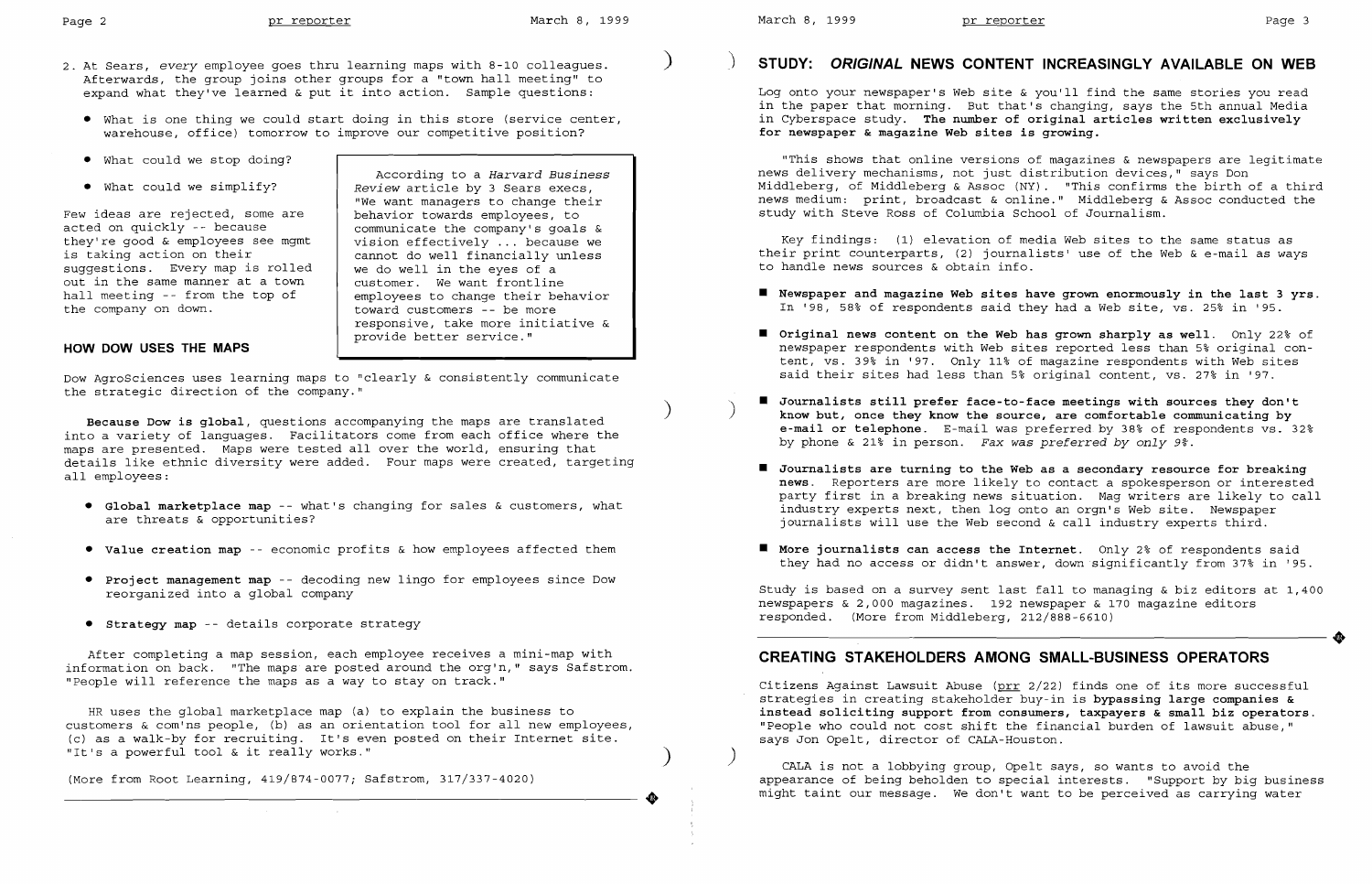2. At Sears, *every* employee goes thru learning maps with 8-10 colleagues. Afterwards, the group joins other groups for a "town hall meeting" to expand what they've learned & put it into action. Sample questions:

- What is one thing we could start doing in this store (service center, warehouse, office) tomorrow to improve our competitive position?
- What could we stop doing?
- What could we simplify?

Few ideas are rejected, some are acted on quickly -- because they're good & employees see mgmt is taking action on their suggestions. Every map is rolled out in the same manner at a town hall meeting -- from the top of the company on down.

> According to a *Harvard Business Review* article by 3 Sears execs, "We want managers to change their behavior towards employees, to communicate the company's goals & vision effectively ... because we cannot do well financially unless we do well in the eyes of a customer. We want frontline employees to change their behavior toward customers -- be more responsive, take more initiative & provide better service."

### HOW DOW USES THE MAPS

Dow AgroSciences uses learning maps to "clearly & consistently communicate the strategic direction of the company."

**Because Dow is global**, questions accompanying the maps are translated into a variety of languages. Facilitators come from each office where the maps are presented. Maps were tested all over the world, ensuring that details like ethnic diversity were added. Four maps were created, targeting all employees:

- **Global marketplace map** -- what's changing for sales & customers, what are threats & opportunities?
- **Value creation map** -- economic profits & how employees affected them
- **Project management map** -- decoding new lingo for employees since Dow reorganized into a global company
- **Strategy map** -- details corporate strategy

After completing a map session, each employee receives a mini-map with information on back. "The maps are posted around the org'n," says Safstrom. "People will reference the maps as a way to stay on track."

HR uses the global marketplace map (a) to explain the business to customers & com'ns people, (b) as an orientation tool for all new employees, (c) as a walk-by for recruiting. It's even posted on their Internet site. "It's a powerful tool & it really works."

(More from Root Learning, 419/874-0077; Safstrom, 317/337-4020)

## STUDY: *ORIGINAL* NEWS CONTENT INCREASINGLY AVAILABLE ON WEB

Log onto your newspaper's Web site & you'll find the same stories you read in the paper that morning. But that's changing, says the 5th annual Media in Cyberspace study. **The number of original articles written exclusively for newspaper & magazine Web sites is growing.**

"This shows that online versions of magazines & newspapers are legitimate news delivery mechanisms, not just distribution devices," says Don Middleberg, of Middleberg & Assoc (NY). "This confirms the birth of a third news medium: print, broadcast & online." Middleberg & Assoc conducted the study with Steve Ross of Columbia School of Journalism.

Key findings: (1) elevation of media Web sites to the same status as their print counterparts, (2) journalists' use of the Web & e-mail as ways to handle news sources & obtain info.

- **Newspaper and magazine Web sites have grown enormously in the last 3 yrs.** In '98, 58% of respondents said they had a Web site, vs. 25% in '95.
- **Original news content on the Web has grown sharply as well.** Only 22% of newspaper respondents with Web sites reported less than 5% original content, vs. 39% in '97. Only 11% of magazine respondents with Web sites said their sites had less than 5% original content, vs. 27% in '97.
- **Journalists still prefer face-to-face meetings with sources they don't know but, once they know the source, are comfortable communicating by e-mail or telephone.** E-mail was preferred by 38% of respondents vs. 32% by phone & 21% in person. *Fax was preferred by only 9%.*
- **Journalists are turning to the Web as a secondary resource for breaking news.** Reporters are more likely to contact a spokesperson or interested party first in a breaking news situation. Mag writers are likely to call industry experts next, then log onto an orgn's Web site. Newspaper journalists will use the Web second & call industry experts third.
- **More journalists can access the Internet.** Only 2% of respondents said they had no access or didn't answer, down significantly from 37% in '95.

Study is based on a survey sent last fall to managing & biz editors at 1,400 newspapers & 2,000 magazines. 192 newspaper & 170 magazine editors responded. (More from Middleberg, 212/888-6610)

## CREATING STAKEHOLDERS AMONG SMALL-BUSINESS OPERATORS

Citizens Against Lawsuit Abuse (prr 2/22) finds one of its more successful strategies in creating stakeholder buy-in is **bypassing large companies & instead soliciting support from consumers, taxpayers & small biz operators.** "People who could not cost shift the financial burden of lawsuit abuse," says Jon Opelt, director of CALA-Houston.

CALA is not a lobbying group, Opelt says, so wants to avoid the appearance of being beholden to special interests. "Support by big business might taint our message. We don't want to be perceived as carrying water